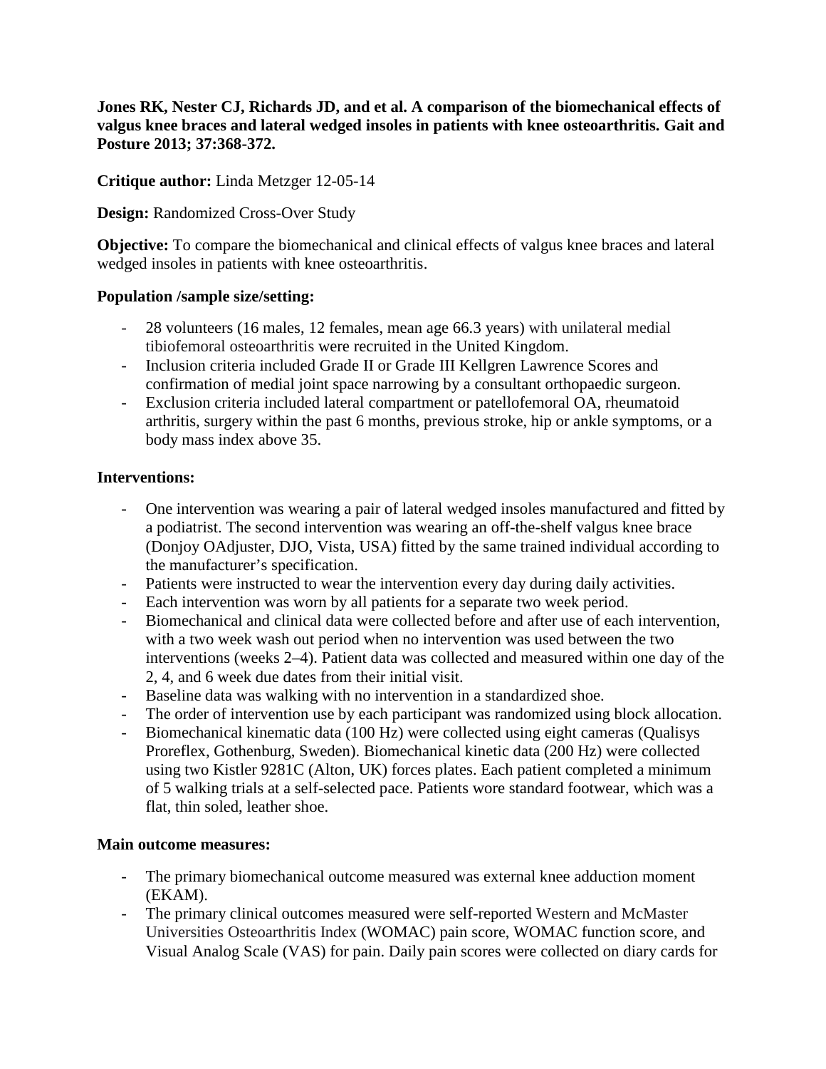**Jones RK, Nester CJ, Richards JD, and et al. A comparison of the biomechanical effects of valgus knee braces and lateral wedged insoles in patients with knee osteoarthritis. Gait and Posture 2013; 37:368-372.**

**Critique author:** Linda Metzger 12-05-14

**Design:** Randomized Cross-Over Study

**Objective:** To compare the biomechanical and clinical effects of valgus knee braces and lateral wedged insoles in patients with knee osteoarthritis.

**Population /sample size/setting:**

- 28 volunteers (16 males, 12 females, mean age 66.3 years) with unilateral medial tibiofemoral osteoarthritis were recruited in the United Kingdom.
- Inclusion criteria included Grade II or Grade III Kellgren Lawrence Scores and confirmation of medial joint space narrowing by a consultant orthopaedic surgeon.
- Exclusion criteria included lateral compartment or patellofemoral OA, rheumatoid arthritis, surgery within the past 6 months, previous stroke, hip or ankle symptoms, or a body mass index above 35.

**Interventions:**

- One intervention was wearing a pair of lateral wedged insoles manufactured and fitted by a podiatrist. The second intervention was wearing an off-the-shelf valgus knee brace (Donjoy OAdjuster, DJO, Vista, USA) fitted by the same trained individual according to the manufacturer's specification.
- Patients were instructed to wear the intervention every day during daily activities.
- Each intervention was worn by all patients for a separate two week period.
- Biomechanical and clinical data were collected before and after use of each intervention, with a two week wash out period when no intervention was used between the two interventions (weeks 2–4). Patient data was collected and measured within one day of the 2, 4, and 6 week due dates from their initial visit.
- Baseline data was walking with no intervention in a standardized shoe.
- The order of intervention use by each participant was randomized using block allocation.
- Biomechanical kinematic data (100 Hz) were collected using eight cameras (Qualisys Proreflex, Gothenburg, Sweden). Biomechanical kinetic data (200 Hz) were collected using two Kistler 9281C (Alton, UK) forces plates. Each patient completed a minimum of 5 walking trials at a self-selected pace. Patients wore standard footwear, which was a flat, thin soled, leather shoe.

**Main outcome measures:**

- The primary biomechanical outcome measured was external knee adduction moment (EKAM).
- The primary clinical outcomes measured were self-reported Western and McMaster Universities Osteoarthritis Index (WOMAC) pain score, WOMAC function score, and Visual Analog Scale (VAS) for pain. Daily pain scores were collected on diary cards for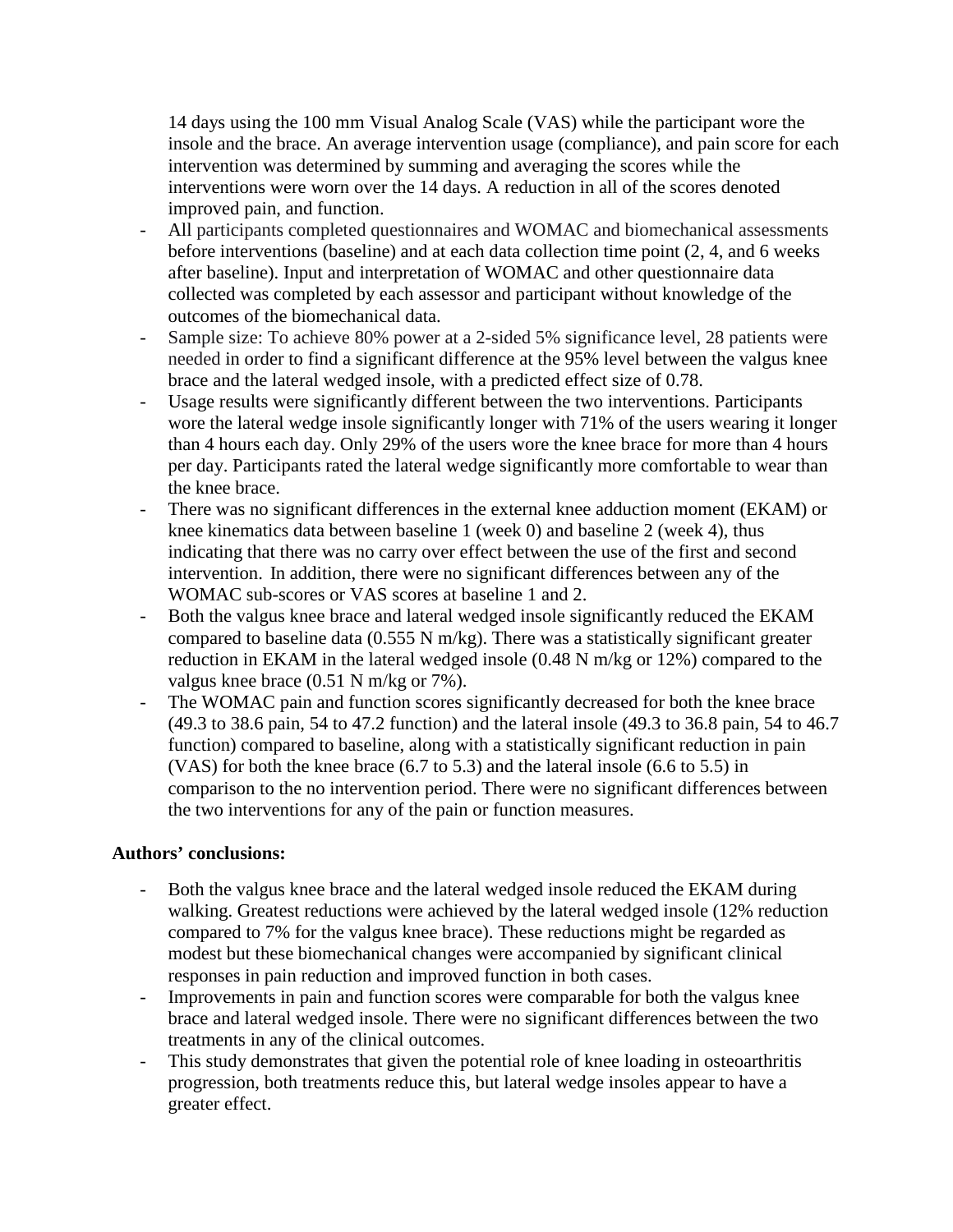14 days using the 100 mm Visual Analog Scale (VAS) while the participant wore the insole and the brace. An average intervention usage (compliance), and pain score for each intervention was determined by summing and averaging the scores while the interventions were worn over the 14 days. A reduction in all of the scores denoted improved pain, and function.

- All participants completed questionnaires and WOMAC and biomechanical assessments before interventions (baseline) and at each data collection time point (2, 4, and 6 weeks after baseline). Input and interpretation of WOMAC and other questionnaire data collected was completed by each assessor and participant without knowledge of the outcomes of the biomechanical data.
- Sample size: To achieve 80% power at a 2-sided 5% significance level, 28 patients were needed in order to find a significant difference at the 95% level between the valgus knee brace and the lateral wedged insole, with a predicted effect size of 0.78.
- Usage results were significantly different between the two interventions. Participants wore the lateral wedge insole significantly longer with 71% of the users wearing it longer than 4 hours each day. Only 29% of the users wore the knee brace for more than 4 hours per day. Participants rated the lateral wedge significantly more comfortable to wear than the knee brace.
- There was no significant differences in the external knee adduction moment (EKAM) or knee kinematics data between baseline 1 (week 0) and baseline 2 (week 4), thus indicating that there was no carry over effect between the use of the first and second intervention. In addition, there were no significant differences between any of the WOMAC sub-scores or VAS scores at baseline 1 and 2.
- Both the valgus knee brace and lateral wedged insole significantly reduced the EKAM compared to baseline data (0.555 N m/kg). There was a statistically significant greater reduction in EKAM in the lateral wedged insole (0.48 N m/kg or 12%) compared to the valgus knee brace (0.51 N m/kg or 7%).
- The WOMAC pain and function scores significantly decreased for both the knee brace (49.3 to 38.6 pain, 54 to 47.2 function) and the lateral insole (49.3 to 36.8 pain, 54 to 46.7 function) compared to baseline, along with a statistically significant reduction in pain (VAS) for both the knee brace (6.7 to 5.3) and the lateral insole (6.6 to 5.5) in comparison to the no intervention period. There were no significant differences between the two interventions for any of the pain or function measures.

**Authors' conclusions:**

- Both the valgus knee brace and the lateral wedged insole reduced the EKAM during walking. Greatest reductions were achieved by the lateral wedged insole (12% reduction compared to 7% for the valgus knee brace). These reductions might be regarded as modest but these biomechanical changes were accompanied by significant clinical responses in pain reduction and improved function in both cases.
- Improvements in pain and function scores were comparable for both the valgus knee brace and lateral wedged insole. There were no significant differences between the two treatments in any of the clinical outcomes.
- This study demonstrates that given the potential role of knee loading in osteoarthritis progression, both treatments reduce this, but lateral wedge insoles appear to have a greater effect.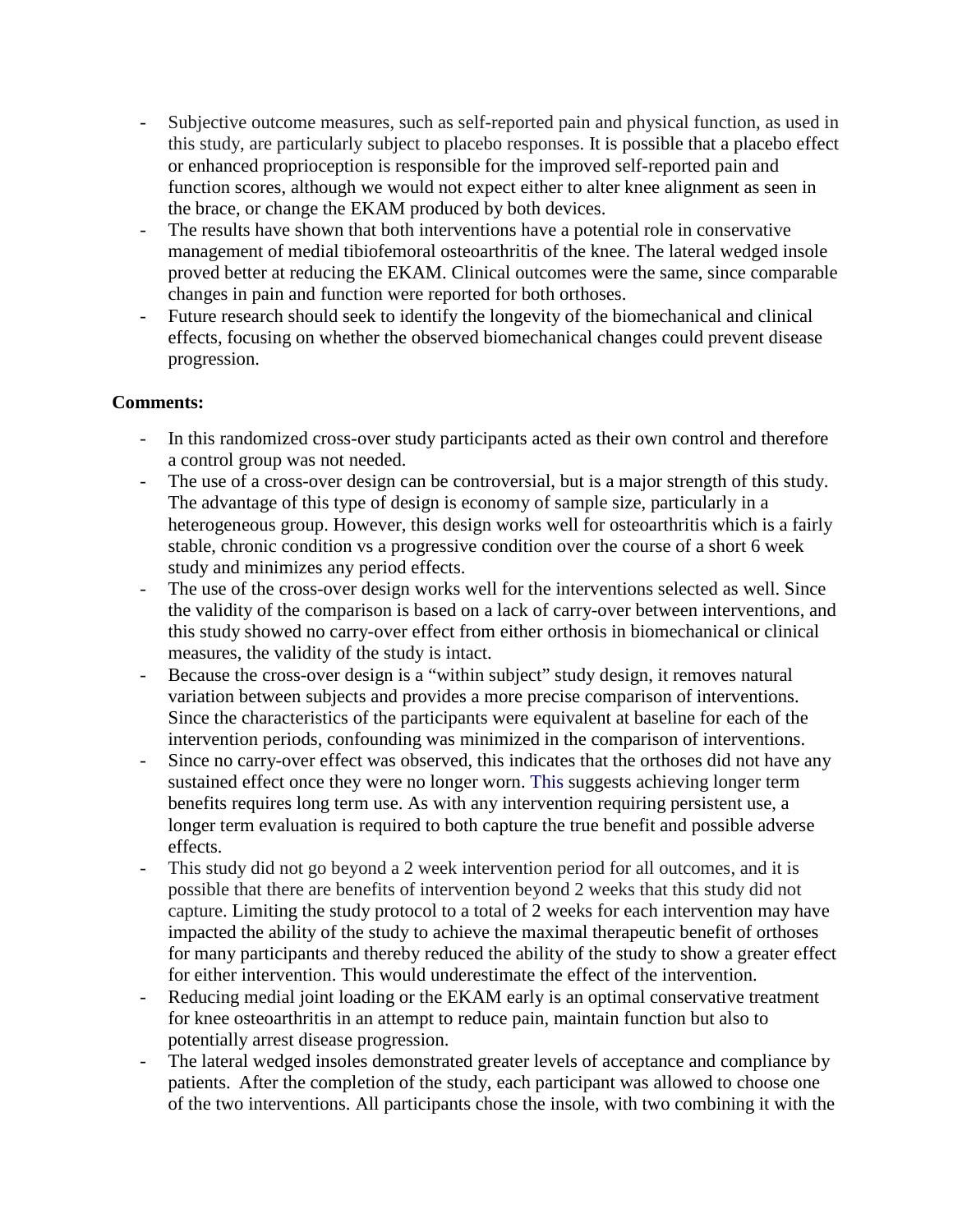- Subjective outcome measures, such as self-reported pain and physical function, as used in this study, are particularly subject to placebo responses. It is possible that a placebo effect or enhanced proprioception is responsible for the improved self-reported pain and function scores, although we would not expect either to alter knee alignment as seen in the brace, or change the EKAM produced by both devices.
- The results have shown that both interventions have a potential role in conservative management of medial tibiofemoral osteoarthritis of the knee. The lateral wedged insole proved better at reducing the EKAM. Clinical outcomes were the same, since comparable changes in pain and function were reported for both orthoses.
- Future research should seek to identify the longevity of the biomechanical and clinical effects, focusing on whether the observed biomechanical changes could prevent disease progression.

**Comments:**

- In this randomized cross-over study participants acted as their own control and therefore a control group was not needed.
- The use of a cross-over design can be controversial, but is a major strength of this study. The advantage of this type of design is economy of sample size, particularly in a heterogeneous group. However, this design works well for osteoarthritis which is a fairly stable, chronic condition vs a progressive condition over the course of a short 6 week study and minimizes any period effects.
- The use of the cross-over design works well for the interventions selected as well. Since the validity of the comparison is based on a lack of carry-over between interventions, and this study showed no carry-over effect from either orthosis in biomechanical or clinical measures, the validity of the study is intact.
- Because the cross-over design is a "within subject" study design, it removes natural variation between subjects and provides a more precise comparison of interventions. Since the characteristics of the participants were equivalent at baseline for each of the intervention periods, confounding was minimized in the comparison of interventions.
- Since no carry-over effect was observed, this indicates that the orthoses did not have any sustained effect once they were no longer worn. This suggests achieving longer term benefits requires long term use. As with any intervention requiring persistent use, a longer term evaluation is required to both capture the true benefit and possible adverse effects.
- This study did not go beyond a 2 week intervention period for all outcomes, and it is possible that there are benefits of intervention beyond 2 weeks that this study did not capture. Limiting the study protocol to a total of 2 weeks for each intervention may have impacted the ability of the study to achieve the maximal therapeutic benefit of orthoses for many participants and thereby reduced the ability of the study to show a greater effect for either intervention. This would underestimate the effect of the intervention.
- Reducing medial joint loading or the EKAM early is an optimal conservative treatment for knee osteoarthritis in an attempt to reduce pain, maintain function but also to potentially arrest disease progression.
- The lateral wedged insoles demonstrated greater levels of acceptance and compliance by patients. After the completion of the study, each participant was allowed to choose one of the two interventions. All participants chose the insole, with two combining it with the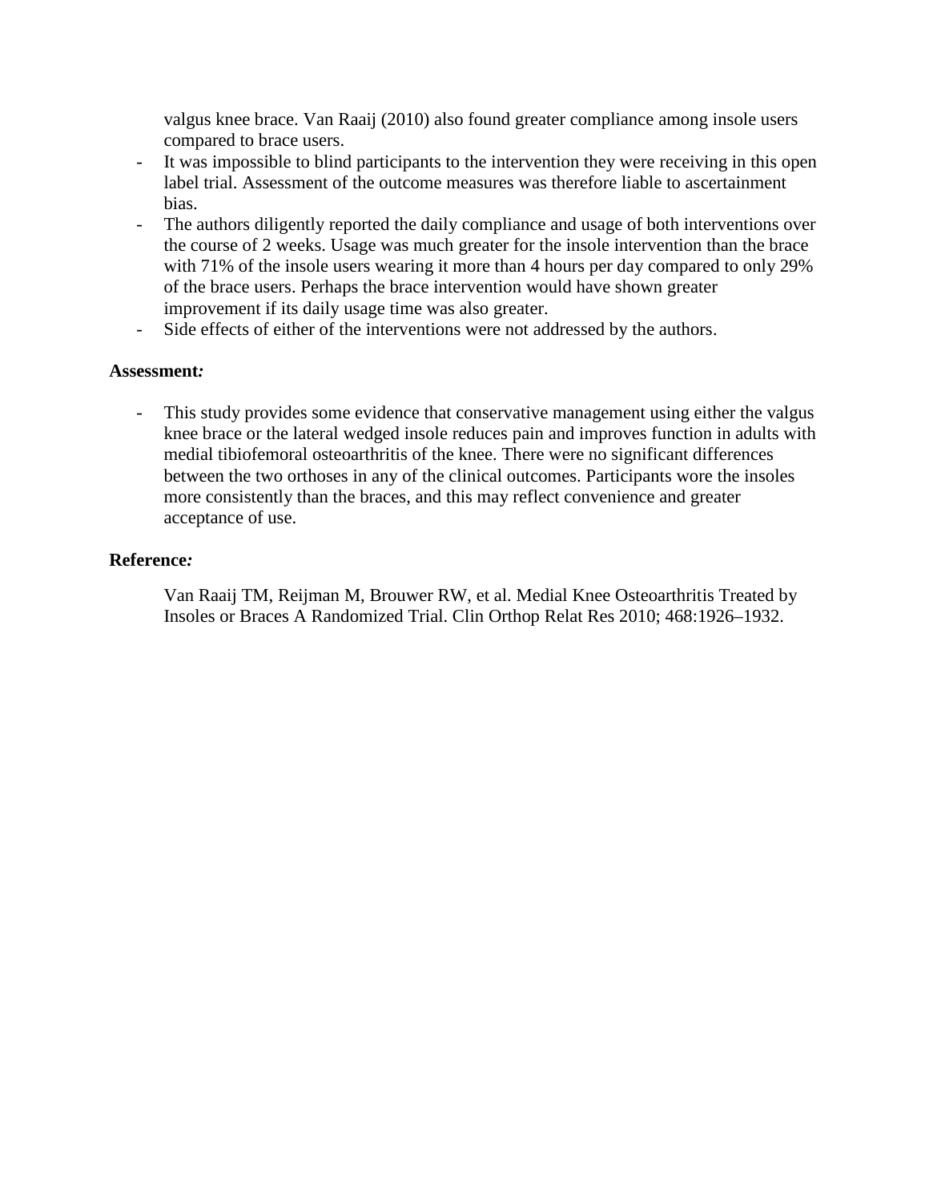valgus knee brace. Van Raaij (2010) also found greater compliance among insole users compared to brace users.

- It was impossible to blind participants to the intervention they were receiving in this open label trial. Assessment of the outcome measures was therefore liable to ascertainment bias.
- The authors diligently reported the daily compliance and usage of both interventions over the course of 2 weeks. Usage was much greater for the insole intervention than the brace with 71% of the insole users wearing it more than 4 hours per day compared to only 29% of the brace users. Perhaps the brace intervention would have shown greater improvement if its daily usage time was also greater.
- Side effects of either of the interventions were not addressed by the authors.

**Assessment*:***

- This study provides some evidence that conservative management using either the valgus knee brace or the lateral wedged insole reduces pain and improves function in adults with medial tibiofemoral osteoarthritis of the knee. There were no significant differences between the two orthoses in any of the clinical outcomes. Participants wore the insoles more consistently than the braces, and this may reflect convenience and greater acceptance of use.

**Reference*:***

Van Raaij TM, Reijman M, Brouwer RW, et al. Medial Knee Osteoarthritis Treated by Insoles or Braces A Randomized Trial. Clin Orthop Relat Res 2010; 468:1926–1932.